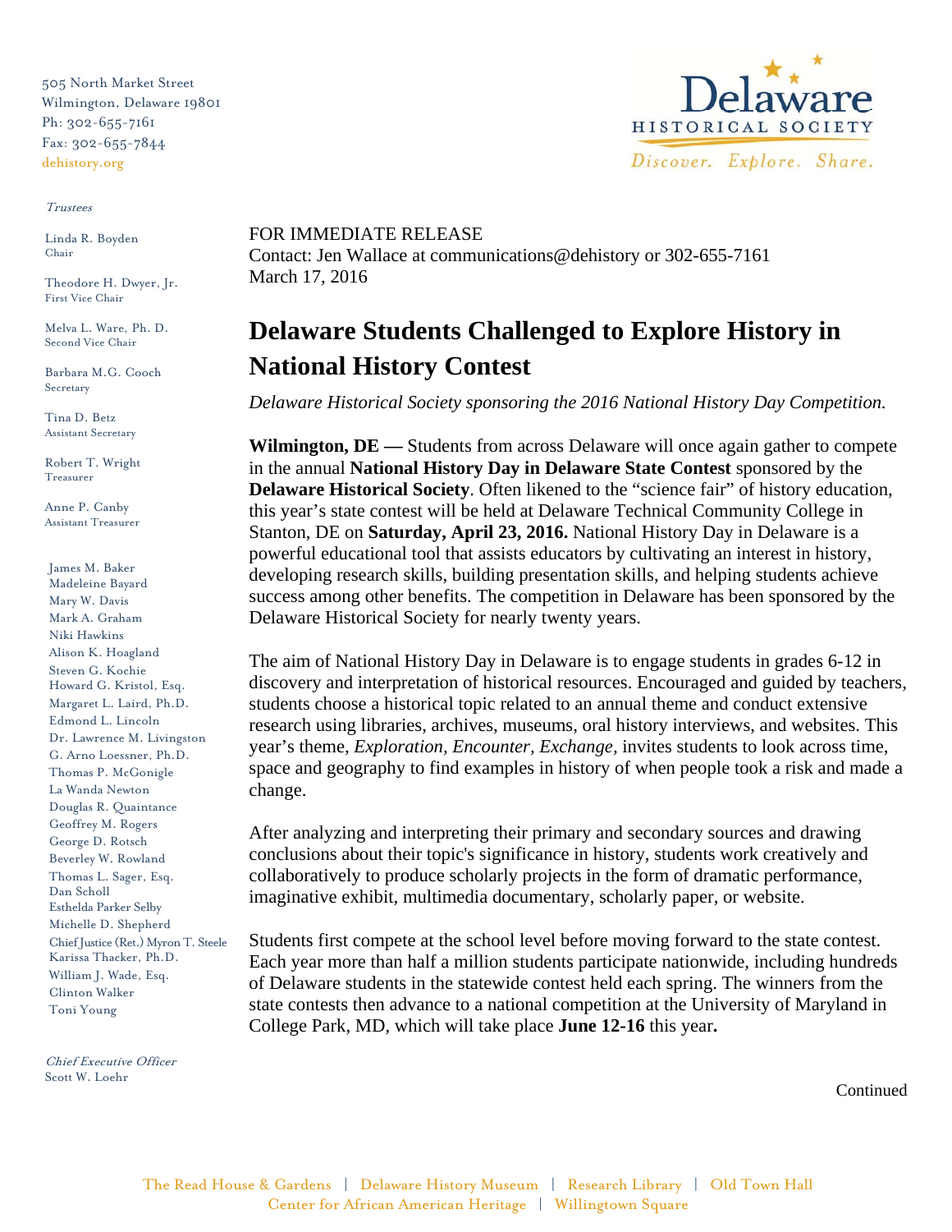505 North Market Street
Wilmington, Delaware 19801
Ph: 302-655-7161
Fax: 302-655-7844
dehistory.org

Delaware Historical Society
Discover. Explore. Share.

*Trustees*

Linda R. Boyden
Chair

Theodore H. Dwyer, Jr.
First Vice Chair

Melva L. Ware, Ph. D.
Second Vice Chair

Barbara M.G. Cooch
Secretary

Tina D. Betz
Assistant Secretary

Robert T. Wright
Treasurer

Anne P. Canby
Assistant Treasurer

James M. Baker
Madeleine Bayard
Mary W. Davis
Mark A. Graham
Niki Hawkins
Alison K. Hoagland
Steven G. Kochie
Howard G. Kristol, Esq.
Margaret L. Laird, Ph.D.
Edmond L. Lincoln
Dr. Lawrence M. Livingston
G. Arno Loessner, Ph.D.
Thomas P. McGonigle
La Wanda Newton
Douglas R. Quaintance
Geoffrey M. Rogers
George D. Rotsch
Beverley W. Rowland
Thomas L. Sager, Esq.
Dan Scholl
Esthelda Parker Selby
Michelle D. Shepherd
Chief Justice (Ret.) Myron T. Steele
Karissa Thacker, Ph.D.
William J. Wade, Esq.
Clinton Walker
Toni Young

*Chief Executive Officer*
Scott W. Loehr

FOR IMMEDIATE RELEASE
Contact: Jen Wallace at communications@dehistory or 302-655-7161
March 17, 2016

# Delaware Students Challenged to Explore History in National History Contest

*Delaware Historical Society sponsoring the 2016 National History Day Competition.*

**Wilmington, DE —** Students from across Delaware will once again gather to compete in the annual **National History Day in Delaware State Contest** sponsored by the **Delaware Historical Society**. Often likened to the "science fair" of history education, this year's state contest will be held at Delaware Technical Community College in Stanton, DE on **Saturday, April 23, 2016.** National History Day in Delaware is a powerful educational tool that assists educators by cultivating an interest in history, developing research skills, building presentation skills, and helping students achieve success among other benefits. The competition in Delaware has been sponsored by the Delaware Historical Society for nearly twenty years.

The aim of National History Day in Delaware is to engage students in grades 6-12 in discovery and interpretation of historical resources. Encouraged and guided by teachers, students choose a historical topic related to an annual theme and conduct extensive research using libraries, archives, museums, oral history interviews, and websites. This year's theme, *Exploration, Encounter, Exchange,* invites students to look across time, space and geography to find examples in history of when people took a risk and made a change.

After analyzing and interpreting their primary and secondary sources and drawing conclusions about their topic's significance in history, students work creatively and collaboratively to produce scholarly projects in the form of dramatic performance, imaginative exhibit, multimedia documentary, scholarly paper, or website.

Students first compete at the school level before moving forward to the state contest. Each year more than half a million students participate nationwide, including hundreds of Delaware students in the statewide contest held each spring. The winners from the state contests then advance to a national competition at the University of Maryland in College Park, MD, which will take place **June 12-16** this year**.**

Continued

The Read House & Gardens | Delaware History Museum | Research Library | Old Town Hall
Center for African American Heritage | Willingtown Square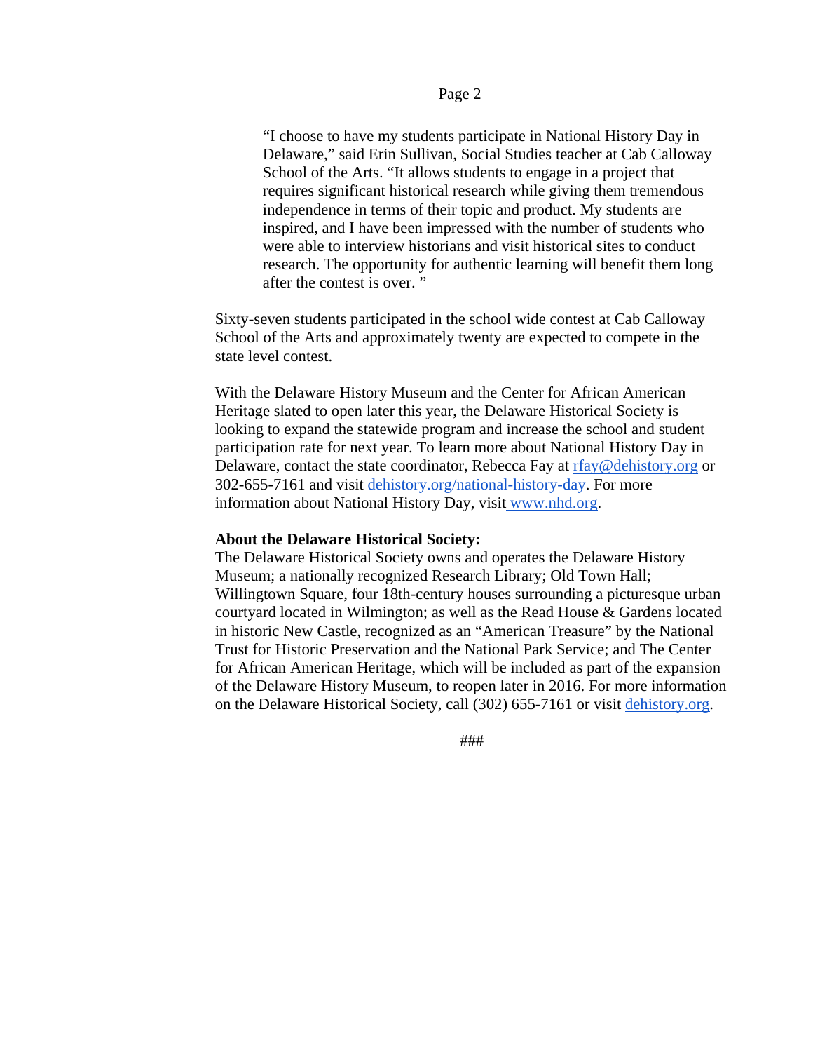> "I choose to have my students participate in National History Day in Delaware," said Erin Sullivan, Social Studies teacher at Cab Calloway School of the Arts. "It allows students to engage in a project that requires significant historical research while giving them tremendous independence in terms of their topic and product. My students are inspired, and I have been impressed with the number of students who were able to interview historians and visit historical sites to conduct research. The opportunity for authentic learning will benefit them long after the contest is over. "

Sixty-seven students participated in the school wide contest at Cab Calloway School of the Arts and approximately twenty are expected to compete in the state level contest.

With the Delaware History Museum and the Center for African American Heritage slated to open later this year, the Delaware Historical Society is looking to expand the statewide program and increase the school and student participation rate for next year. To learn more about National History Day in Delaware, contact the state coordinator, Rebecca Fay at rfay@dehistory.org or 302-655-7161 and visit dehistory.org/national-history-day. For more information about National History Day, visit www.nhd.org.

**About the Delaware Historical Society:**
The Delaware Historical Society owns and operates the Delaware History Museum; a nationally recognized Research Library; Old Town Hall; Willingtown Square, four 18th-century houses surrounding a picturesque urban courtyard located in Wilmington; as well as the Read House & Gardens located in historic New Castle, recognized as an "American Treasure" by the National Trust for Historic Preservation and the National Park Service; and The Center for African American Heritage, which will be included as part of the expansion of the Delaware History Museum, to reopen later in 2016. For more information on the Delaware Historical Society, call (302) 655-7161 or visit dehistory.org.

###